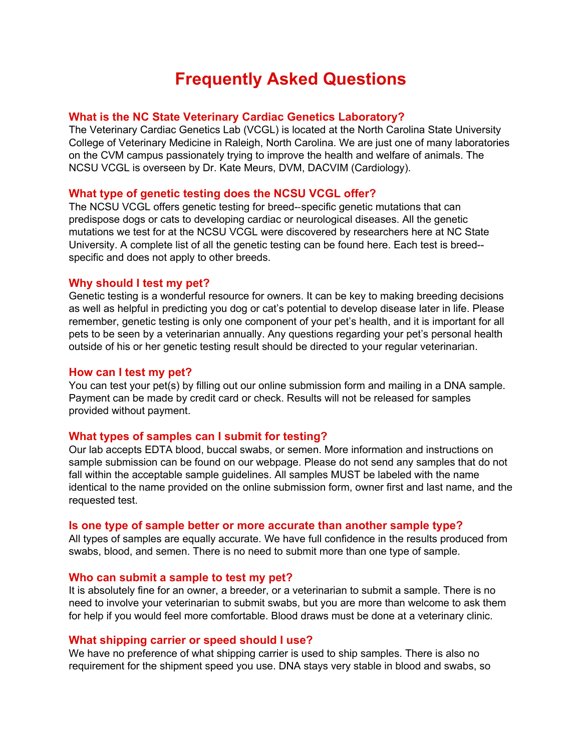# Frequently Asked Questions

### What is the NC State Veterinary Cardiac Genetics Laboratory?

The Veterinary Cardiac Genetics Lab (VCGL) is located at the North Carolina State University College of Veterinary Medicine in Raleigh, North Carolina. We are just one of many laboratories on the CVM campus passionately trying to improve the health and welfare of animals. The NCSU VCGL is overseen by Dr. Kate Meurs, DVM, DACVIM (Cardiology).

### What type of genetic testing does the NCSU VCGL offer?

The NCSU VCGL offers genetic testing for breed--specific genetic mutations that can predispose dogs or cats to developing cardiac or neurological diseases. All the genetic mutations we test for at the NCSU VCGL were discovered by researchers here at NC State University. A complete list of all the genetic testing can be found here. Each test is breed--specific and does not apply to other breeds.

### Why should I test my pet?

Genetic testing is a wonderful resource for owners. It can be key to making breeding decisions as well as helpful in predicting you dog or cat's potential to develop disease later in life. Please remember, genetic testing is only one component of your pet's health, and it is important for all pets to be seen by a veterinarian annually. Any questions regarding your pet's personal health outside of his or her genetic testing result should be directed to your regular veterinarian.

### How can I test my pet?

You can test your pet(s) by filling out our online submission form and mailing in a DNA sample. Payment can be made by credit card or check. Results will not be released for samples provided without payment.

### What types of samples can I submit for testing?

Our lab accepts EDTA blood, buccal swabs, or semen. More information and instructions on sample submission can be found on our webpage. Please do not send any samples that do not fall within the acceptable sample guidelines. All samples MUST be labeled with the name identical to the name provided on the online submission form, owner first and last name, and the requested test.

### Is one type of sample better or more accurate than another sample type?

All types of samples are equally accurate. We have full confidence in the results produced from swabs, blood, and semen. There is no need to submit more than one type of sample.

### Who can submit a sample to test my pet?

It is absolutely fine for an owner, a breeder, or a veterinarian to submit a sample. There is no need to involve your veterinarian to submit swabs, but you are more than welcome to ask them for help if you would feel more comfortable. Blood draws must be done at a veterinary clinic.

### What shipping carrier or speed should I use?

We have no preference of what shipping carrier is used to ship samples. There is also no requirement for the shipment speed you use. DNA stays very stable in blood and swabs, so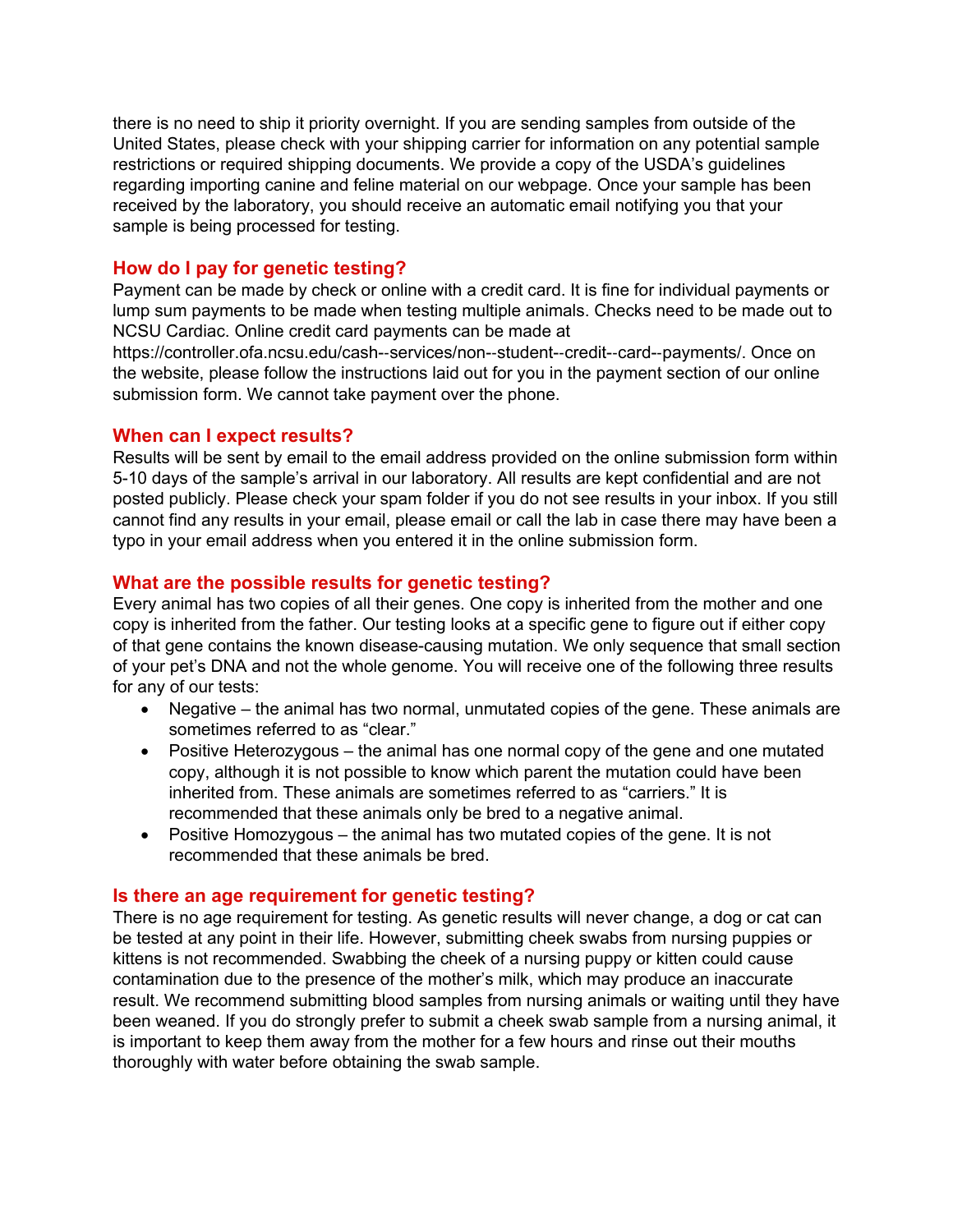there is no need to ship it priority overnight. If you are sending samples from outside of the United States, please check with your shipping carrier for information on any potential sample restrictions or required shipping documents. We provide a copy of the USDA's guidelines regarding importing canine and feline material on our webpage. Once your sample has been received by the laboratory, you should receive an automatic email notifying you that your sample is being processed for testing.

## How do I pay for genetic testing?

Payment can be made by check or online with a credit card. It is fine for individual payments or lump sum payments to be made when testing multiple animals. Checks need to be made out to NCSU Cardiac. Online credit card payments can be made at https://controller.ofa.ncsu.edu/cash--services/non--student--credit--card--payments/. Once on the website, please follow the instructions laid out for you in the payment section of our online submission form. We cannot take payment over the phone.

## When can I expect results?

Results will be sent by email to the email address provided on the online submission form within 5-10 days of the sample's arrival in our laboratory. All results are kept confidential and are not posted publicly. Please check your spam folder if you do not see results in your inbox. If you still cannot find any results in your email, please email or call the lab in case there may have been a typo in your email address when you entered it in the online submission form.

## What are the possible results for genetic testing?

Every animal has two copies of all their genes. One copy is inherited from the mother and one copy is inherited from the father. Our testing looks at a specific gene to figure out if either copy of that gene contains the known disease-causing mutation. We only sequence that small section of your pet's DNA and not the whole genome. You will receive one of the following three results for any of our tests:

- Negative – the animal has two normal, unmutated copies of the gene. These animals are sometimes referred to as "clear."
- Positive Heterozygous – the animal has one normal copy of the gene and one mutated copy, although it is not possible to know which parent the mutation could have been inherited from. These animals are sometimes referred to as "carriers." It is recommended that these animals only be bred to a negative animal.
- Positive Homozygous – the animal has two mutated copies of the gene. It is not recommended that these animals be bred.

## Is there an age requirement for genetic testing?

There is no age requirement for testing. As genetic results will never change, a dog or cat can be tested at any point in their life. However, submitting cheek swabs from nursing puppies or kittens is not recommended. Swabbing the cheek of a nursing puppy or kitten could cause contamination due to the presence of the mother's milk, which may produce an inaccurate result. We recommend submitting blood samples from nursing animals or waiting until they have been weaned. If you do strongly prefer to submit a cheek swab sample from a nursing animal, it is important to keep them away from the mother for a few hours and rinse out their mouths thoroughly with water before obtaining the swab sample.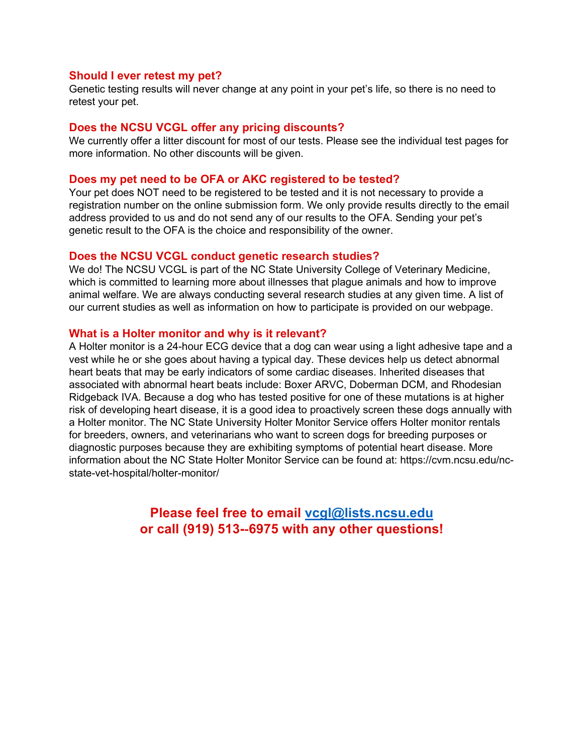### Should I ever retest my pet?

Genetic testing results will never change at any point in your pet's life, so there is no need to retest your pet.

### Does the NCSU VCGL offer any pricing discounts?

We currently offer a litter discount for most of our tests. Please see the individual test pages for more information. No other discounts will be given.

### Does my pet need to be OFA or AKC registered to be tested?

Your pet does NOT need to be registered to be tested and it is not necessary to provide a registration number on the online submission form. We only provide results directly to the email address provided to us and do not send any of our results to the OFA. Sending your pet's genetic result to the OFA is the choice and responsibility of the owner.

### Does the NCSU VCGL conduct genetic research studies?

We do! The NCSU VCGL is part of the NC State University College of Veterinary Medicine, which is committed to learning more about illnesses that plague animals and how to improve animal welfare. We are always conducting several research studies at any given time. A list of our current studies as well as information on how to participate is provided on our webpage.

### What is a Holter monitor and why is it relevant?

A Holter monitor is a 24-hour ECG device that a dog can wear using a light adhesive tape and a vest while he or she goes about having a typical day. These devices help us detect abnormal heart beats that may be early indicators of some cardiac diseases. Inherited diseases that associated with abnormal heart beats include: Boxer ARVC, Doberman DCM, and Rhodesian Ridgeback IVA. Because a dog who has tested positive for one of these mutations is at higher risk of developing heart disease, it is a good idea to proactively screen these dogs annually with a Holter monitor. The NC State University Holter Monitor Service offers Holter monitor rentals for breeders, owners, and veterinarians who want to screen dogs for breeding purposes or diagnostic purposes because they are exhibiting symptoms of potential heart disease. More information about the NC State Holter Monitor Service can be found at: https://cvm.ncsu.edu/nc-state-vet-hospital/holter-monitor/

**Please feel free to email [vcgl@lists.ncsu.edu](mailto:vcgl@lists.ncsu.edu) or call (919) 513--6975 with any other questions!**